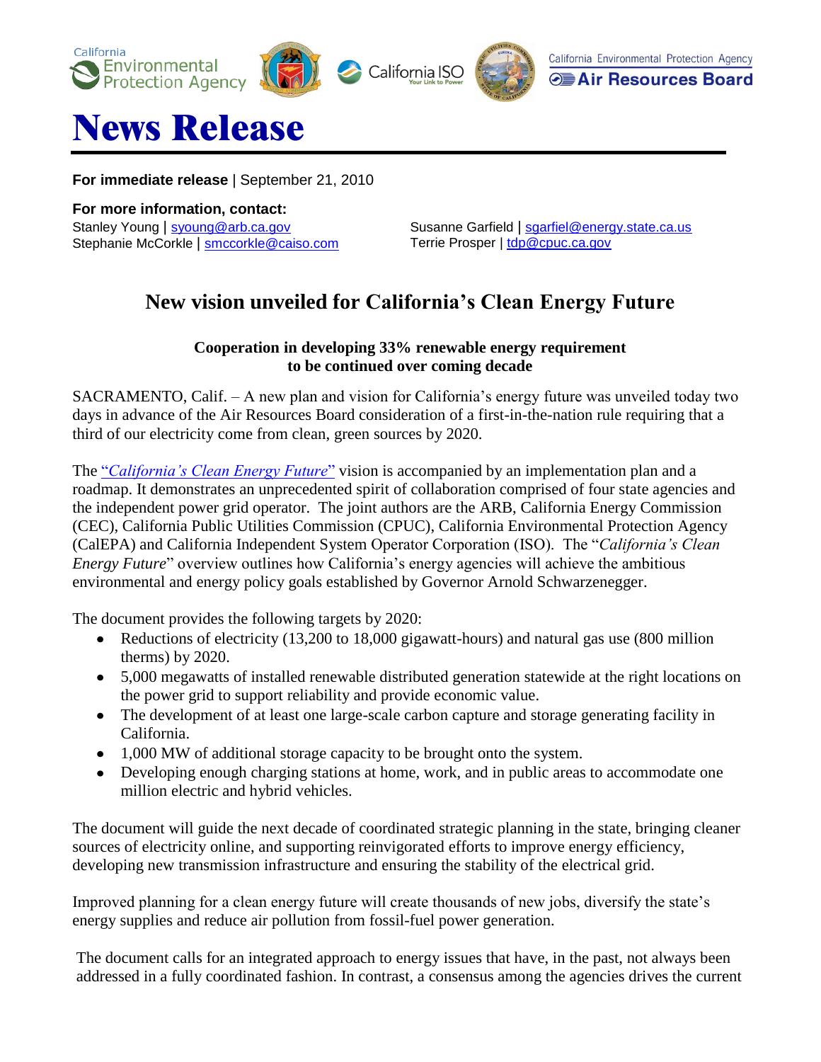# News Release

**For immediate release** | September 21, 2010

**For more information, contact:**

Stanley Young | syoung@arb.ca.gov
Stephanie McCorkle | smccorkle@caiso.com
Susanne Garfield | sgarfiel@energy.state.ca.us
Terrie Prosper | tdp@cpuc.ca.gov

## New vision unveiled for California's Clean Energy Future

### Cooperation in developing 33% renewable energy requirement to be continued over coming decade

SACRAMENTO, Calif. – A new plan and vision for California's energy future was unveiled today two days in advance of the Air Resources Board consideration of a first-in-the-nation rule requiring that a third of our electricity come from clean, green sources by 2020.

The "*California's Clean Energy Future*" vision is accompanied by an implementation plan and a roadmap. It demonstrates an unprecedented spirit of collaboration comprised of four state agencies and the independent power grid operator. The joint authors are the ARB, California Energy Commission (CEC), California Public Utilities Commission (CPUC), California Environmental Protection Agency (CalEPA) and California Independent System Operator Corporation (ISO). The "*California's Clean Energy Future*" overview outlines how California's energy agencies will achieve the ambitious environmental and energy policy goals established by Governor Arnold Schwarzenegger.

The document provides the following targets by 2020:

- Reductions of electricity (13,200 to 18,000 gigawatt-hours) and natural gas use (800 million therms) by 2020.
- 5,000 megawatts of installed renewable distributed generation statewide at the right locations on the power grid to support reliability and provide economic value.
- The development of at least one large-scale carbon capture and storage generating facility in California.
- 1,000 MW of additional storage capacity to be brought onto the system.
- Developing enough charging stations at home, work, and in public areas to accommodate one million electric and hybrid vehicles.

The document will guide the next decade of coordinated strategic planning in the state, bringing cleaner sources of electricity online, and supporting reinvigorated efforts to improve energy efficiency, developing new transmission infrastructure and ensuring the stability of the electrical grid.

Improved planning for a clean energy future will create thousands of new jobs, diversify the state's energy supplies and reduce air pollution from fossil-fuel power generation.

The document calls for an integrated approach to energy issues that have, in the past, not always been addressed in a fully coordinated fashion. In contrast, a consensus among the agencies drives the current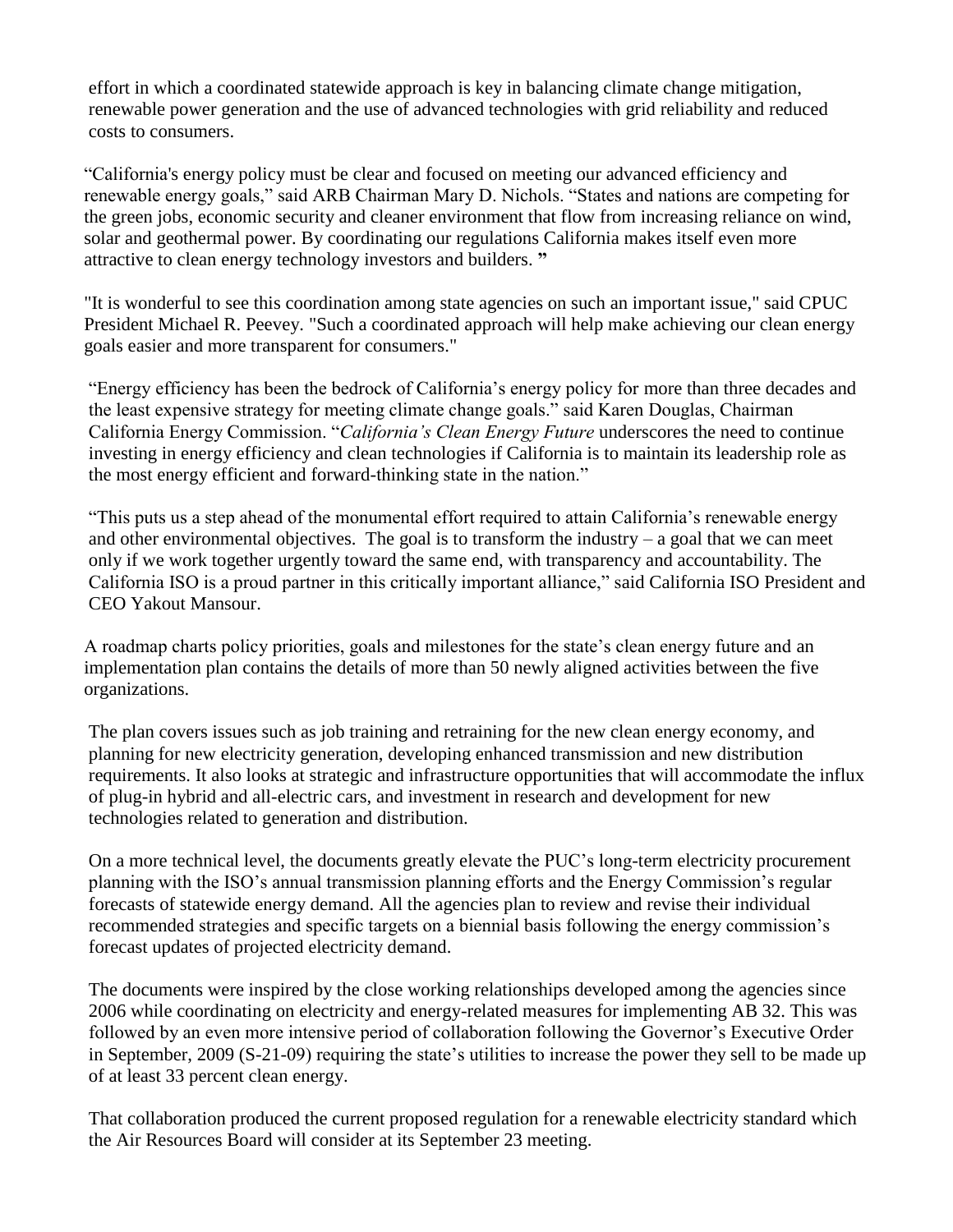effort in which a coordinated statewide approach is key in balancing climate change mitigation, renewable power generation and the use of advanced technologies with grid reliability and reduced costs to consumers.

"California's energy policy must be clear and focused on meeting our advanced efficiency and renewable energy goals," said ARB Chairman Mary D. Nichols. "States and nations are competing for the green jobs, economic security and cleaner environment that flow from increasing reliance on wind, solar and geothermal power. By coordinating our regulations California makes itself even more attractive to clean energy technology investors and builders. "

"It is wonderful to see this coordination among state agencies on such an important issue," said CPUC President Michael R. Peevey. "Such a coordinated approach will help make achieving our clean energy goals easier and more transparent for consumers."

"Energy efficiency has been the bedrock of California's energy policy for more than three decades and the least expensive strategy for meeting climate change goals." said Karen Douglas, Chairman California Energy Commission. "*California's Clean Energy Future* underscores the need to continue investing in energy efficiency and clean technologies if California is to maintain its leadership role as the most energy efficient and forward-thinking state in the nation."

"This puts us a step ahead of the monumental effort required to attain California's renewable energy and other environmental objectives. The goal is to transform the industry – a goal that we can meet only if we work together urgently toward the same end, with transparency and accountability. The California ISO is a proud partner in this critically important alliance," said California ISO President and CEO Yakout Mansour.

A roadmap charts policy priorities, goals and milestones for the state's clean energy future and an implementation plan contains the details of more than 50 newly aligned activities between the five organizations.

The plan covers issues such as job training and retraining for the new clean energy economy, and planning for new electricity generation, developing enhanced transmission and new distribution requirements. It also looks at strategic and infrastructure opportunities that will accommodate the influx of plug-in hybrid and all-electric cars, and investment in research and development for new technologies related to generation and distribution.

On a more technical level, the documents greatly elevate the PUC's long-term electricity procurement planning with the ISO's annual transmission planning efforts and the Energy Commission's regular forecasts of statewide energy demand. All the agencies plan to review and revise their individual recommended strategies and specific targets on a biennial basis following the energy commission's forecast updates of projected electricity demand.

The documents were inspired by the close working relationships developed among the agencies since 2006 while coordinating on electricity and energy-related measures for implementing AB 32. This was followed by an even more intensive period of collaboration following the Governor's Executive Order in September, 2009 (S-21-09) requiring the state's utilities to increase the power they sell to be made up of at least 33 percent clean energy.

That collaboration produced the current proposed regulation for a renewable electricity standard which the Air Resources Board will consider at its September 23 meeting.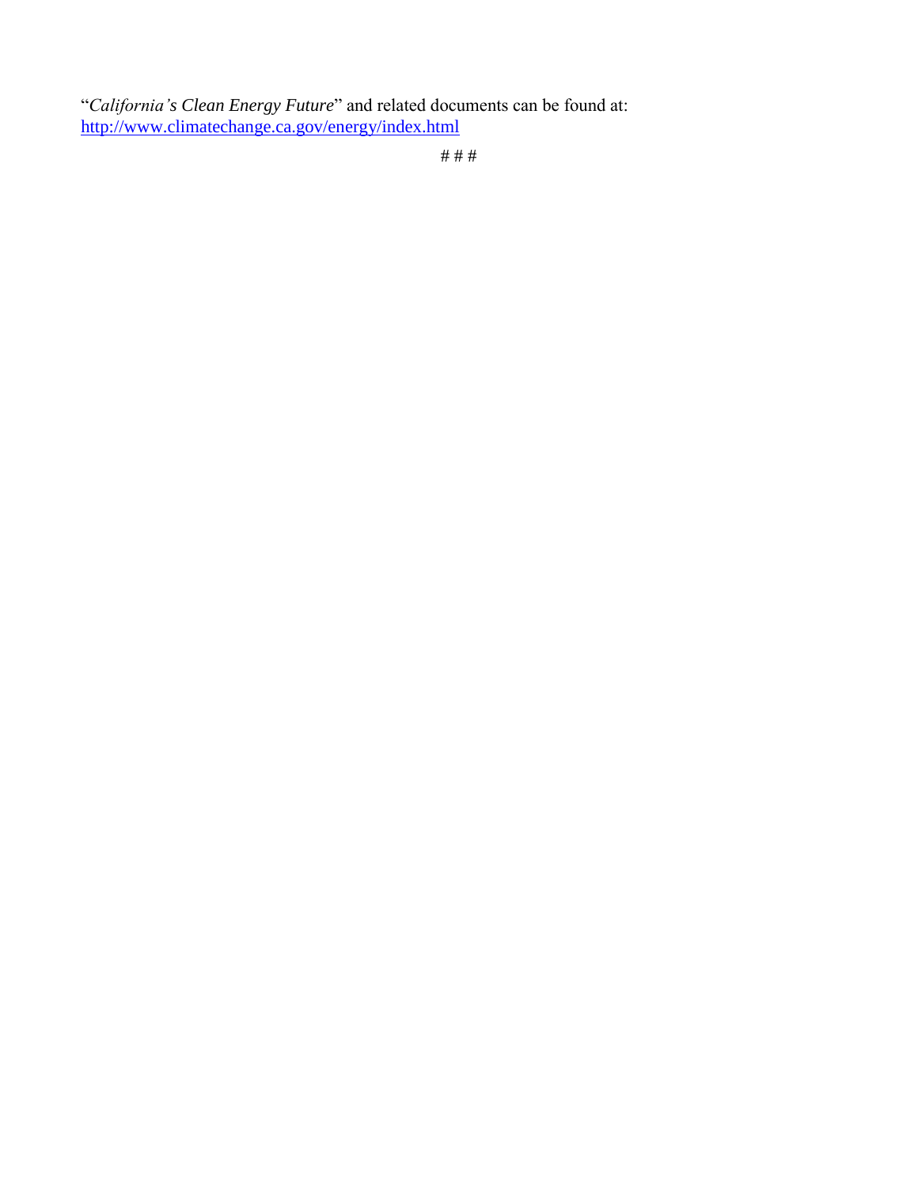"*California's Clean Energy Future*" and related documents can be found at:
[http://www.climatechange.ca.gov/energy/index.html](http://www.climatechange.ca.gov/energy/index.html)

# # #